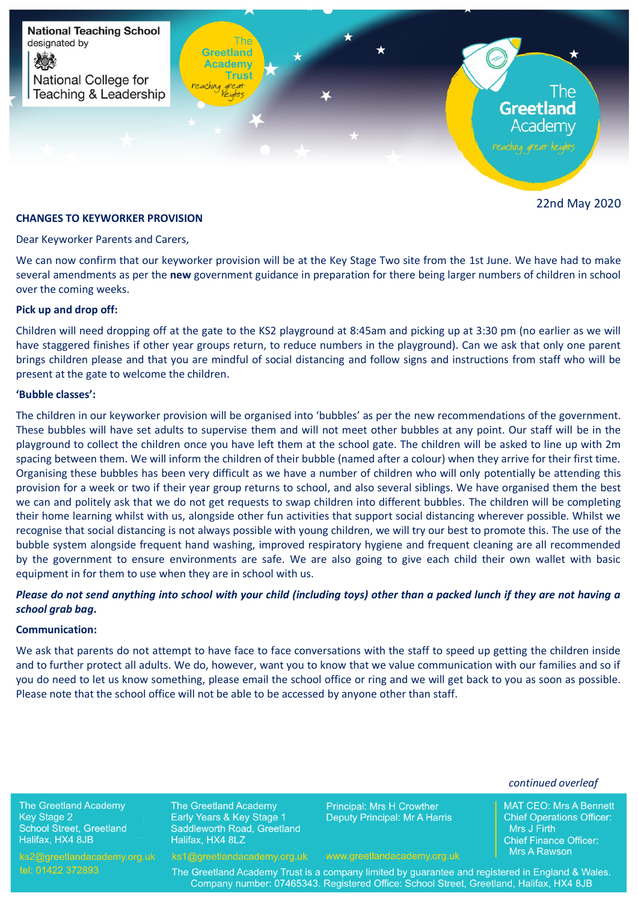22nd May 2020

**CHANGES TO KEYWORKER PROVISION**

Dear Keyworker Parents and Carers,

We can now confirm that our keyworker provision will be at the Key Stage Two site from the 1st June. We have had to make several amendments as per the **new** government guidance in preparation for there being larger numbers of children in school over the coming weeks.

**Pick up and drop off:**

Children will need dropping off at the gate to the KS2 playground at 8:45am and picking up at 3:30 pm (no earlier as we will have staggered finishes if other year groups return, to reduce numbers in the playground). Can we ask that only one parent brings children please and that you are mindful of social distancing and follow signs and instructions from staff who will be present at the gate to welcome the children.

**'Bubble classes':**

The children in our keyworker provision will be organised into 'bubbles' as per the new recommendations of the government. These bubbles will have set adults to supervise them and will not meet other bubbles at any point. Our staff will be in the playground to collect the children once you have left them at the school gate. The children will be asked to line up with 2m spacing between them. We will inform the children of their bubble (named after a colour) when they arrive for their first time. Organising these bubbles has been very difficult as we have a number of children who will only potentially be attending this provision for a week or two if their year group returns to school, and also several siblings. We have organised them the best we can and politely ask that we do not get requests to swap children into different bubbles. The children will be completing their home learning whilst with us, alongside other fun activities that support social distancing wherever possible. Whilst we recognise that social distancing is not always possible with young children, we will try our best to promote this. The use of the bubble system alongside frequent hand washing, improved respiratory hygiene and frequent cleaning are all recommended by the government to ensure environments are safe. We are also going to give each child their own wallet with basic equipment in for them to use when they are in school with us.

***Please do not send anything into school with your child (including toys) other than a packed lunch if they are not having a school grab bag.***

**Communication:**

We ask that parents do not attempt to have face to face conversations with the staff to speed up getting the children inside and to further protect all adults. We do, however, want you to know that we value communication with our families and so if you do need to let us know something, please email the school office or ring and we will get back to you as soon as possible. Please note that the school office will not be able to be accessed by anyone other than staff.

*continued overleaf*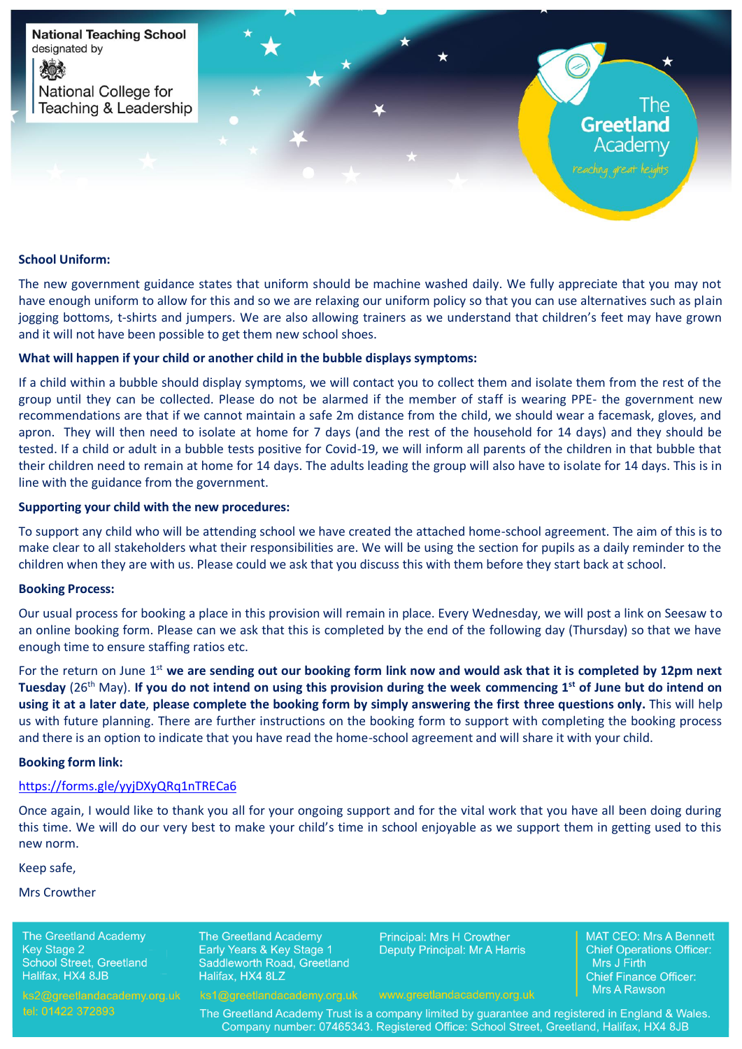**School Uniform:**

The new government guidance states that uniform should be machine washed daily. We fully appreciate that you may not have enough uniform to allow for this and so we are relaxing our uniform policy so that you can use alternatives such as plain jogging bottoms, t-shirts and jumpers. We are also allowing trainers as we understand that children's feet may have grown and it will not have been possible to get them new school shoes.

**What will happen if your child or another child in the bubble displays symptoms:**

If a child within a bubble should display symptoms, we will contact you to collect them and isolate them from the rest of the group until they can be collected. Please do not be alarmed if the member of staff is wearing PPE- the government new recommendations are that if we cannot maintain a safe 2m distance from the child, we should wear a facemask, gloves, and apron. They will then need to isolate at home for 7 days (and the rest of the household for 14 days) and they should be tested. If a child or adult in a bubble tests positive for Covid-19, we will inform all parents of the children in that bubble that their children need to remain at home for 14 days. The adults leading the group will also have to isolate for 14 days. This is in line with the guidance from the government.

**Supporting your child with the new procedures:**

To support any child who will be attending school we have created the attached home-school agreement. The aim of this is to make clear to all stakeholders what their responsibilities are. We will be using the section for pupils as a daily reminder to the children when they are with us. Please could we ask that you discuss this with them before they start back at school.

**Booking Process:**

Our usual process for booking a place in this provision will remain in place. Every Wednesday, we will post a link on Seesaw to an online booking form. Please can we ask that this is completed by the end of the following day (Thursday) so that we have enough time to ensure staffing ratios etc.

For the return on June 1st **we are sending out our booking form link now and would ask that it is completed by 12pm next Tuesday** (26th May). **If you do not intend on using this provision during the week commencing 1st of June but do intend on using it at a later date**, **please complete the booking form by simply answering the first three questions only.** This will help us with future planning. There are further instructions on the booking form to support with completing the booking process and there is an option to indicate that you have read the home-school agreement and will share it with your child.

**Booking form link:**

https://forms.gle/yyjDXyQRq1nTRECa6

Once again, I would like to thank you all for your ongoing support and for the vital work that you have all been doing during this time. We will do our very best to make your child's time in school enjoyable as we support them in getting used to this new norm.

Keep safe,

Mrs Crowther